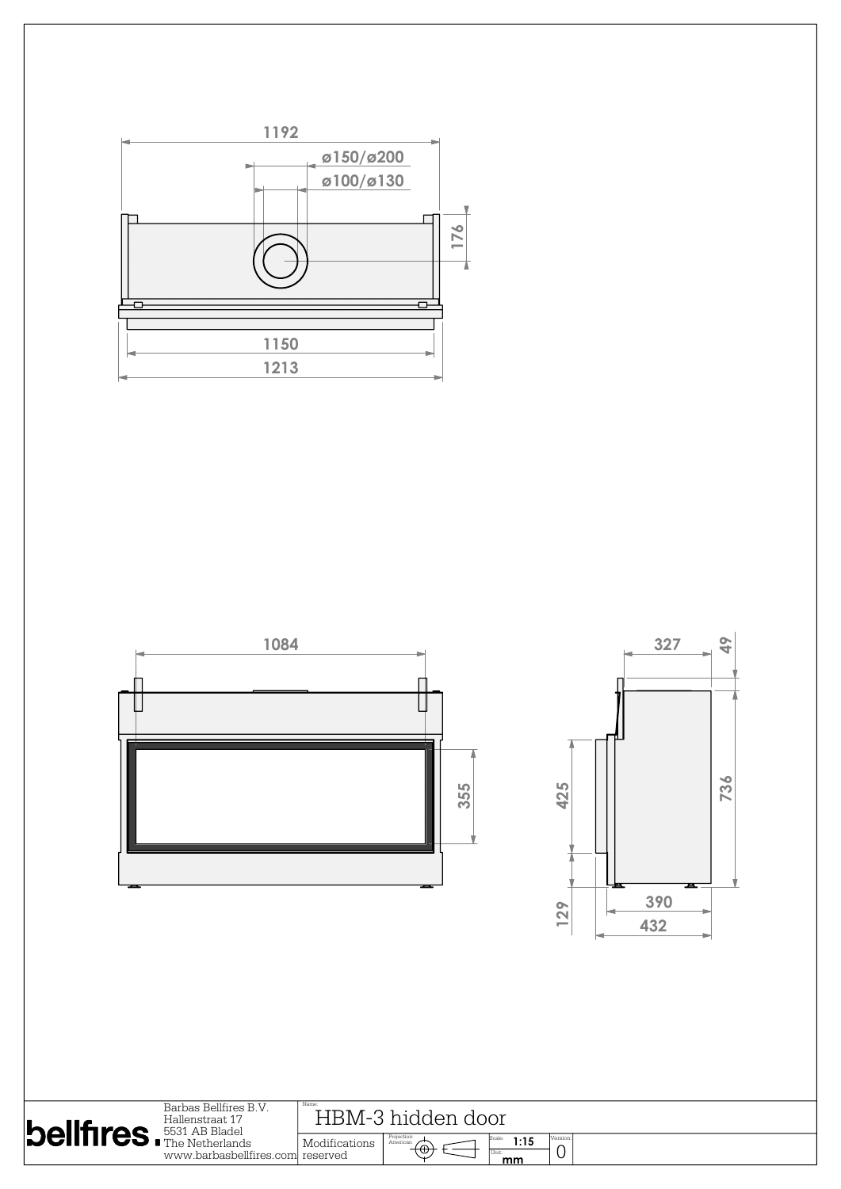1192

ø150/ø200

ø100/ø130

176

1150

1213

1084

355

327

49

425

736

129

390

432

Barbas Bellfires B.V.
Hallenstraat 17
5531 AB Bladel
The Netherlands
www.barbasbellfires.com

Name: HBM-3 hidden door

Modifications reserved

Projection: American

Scale: 1:15

Unit: mm

Version: 0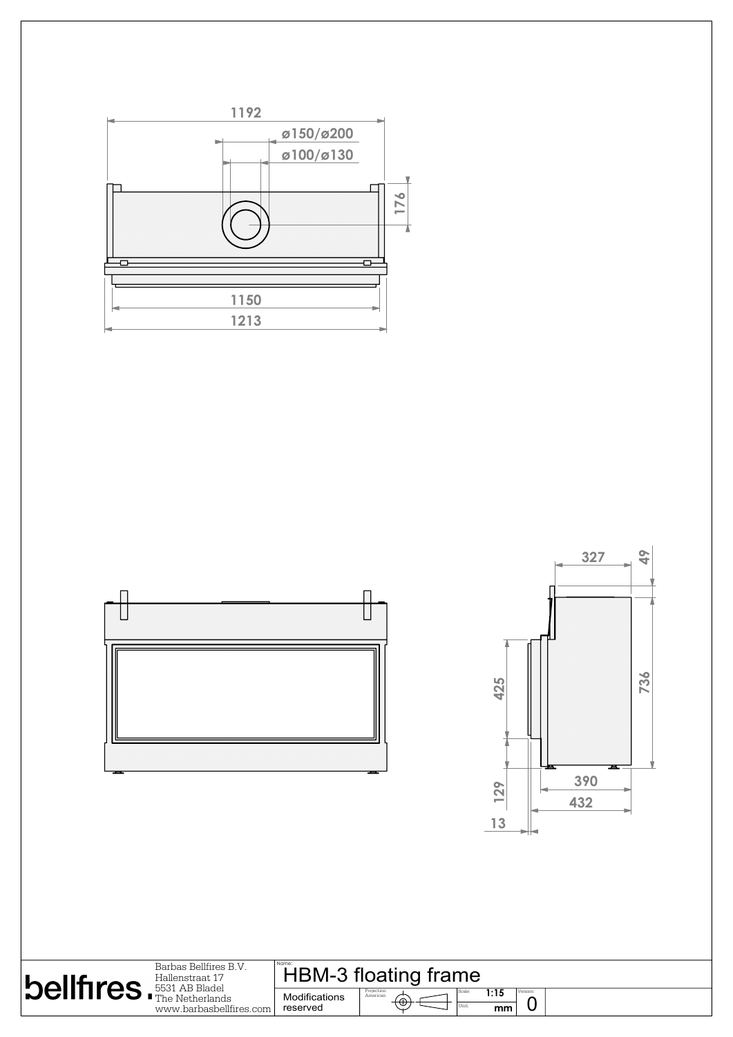1192

ø150/ø200

ø100/ø130

176

1150

1213

327

49

736

425

129

390

432

13

| | | | | | |
|---|---|---|---|---|---|
| **bellfires.** | Barbas Bellfires B.V.<br>Hallenstraat 17<br>5531 AB Bladel<br>The Netherlands<br>www.barbasbellfires.com | Name:<br>HBM-3 floating frame | | | |
| | | Modifications reserved | Projection: American | Scale: 1:15<br>Unit: mm | Version: 0 |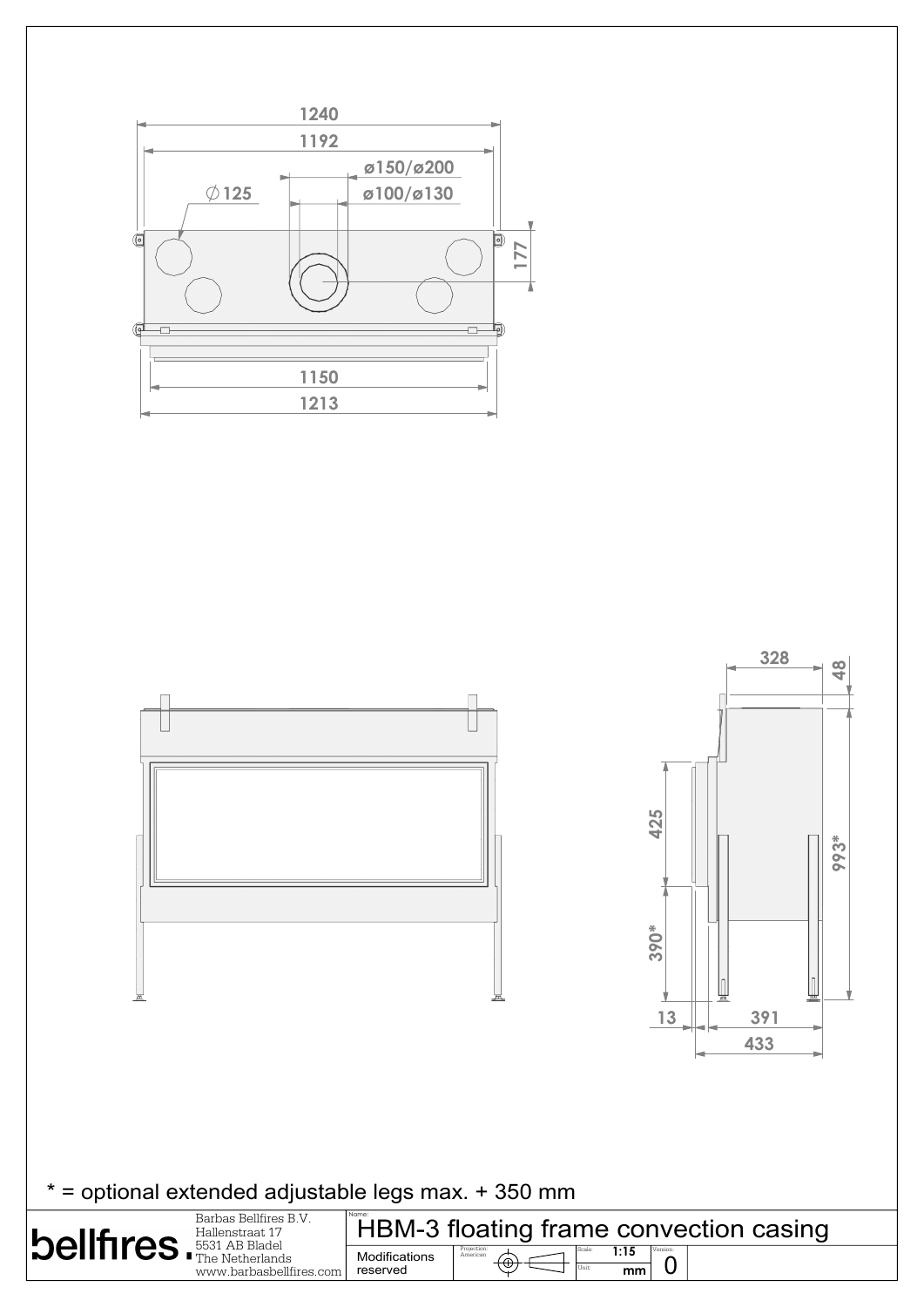1240

1192

ø150/ø200

∅125

ø100/ø130

177

1150

1213

328

48

425

993*

390*

13

391

433

\* = optional extended adjustable legs max. + 350 mm

| bellfires. | Barbas Bellfires B.V.<br>Hallenstraat 17<br>5531 AB Bladel<br>The Netherlands<br>www.barbasbellfires.com | Name: HBM-3 floating frame convection casing | | | |
|---|---|---|---|---|---|
| | | Modifications reserved | Projection: American | Scale: 1:15<br>Unit: mm | Version: 0 |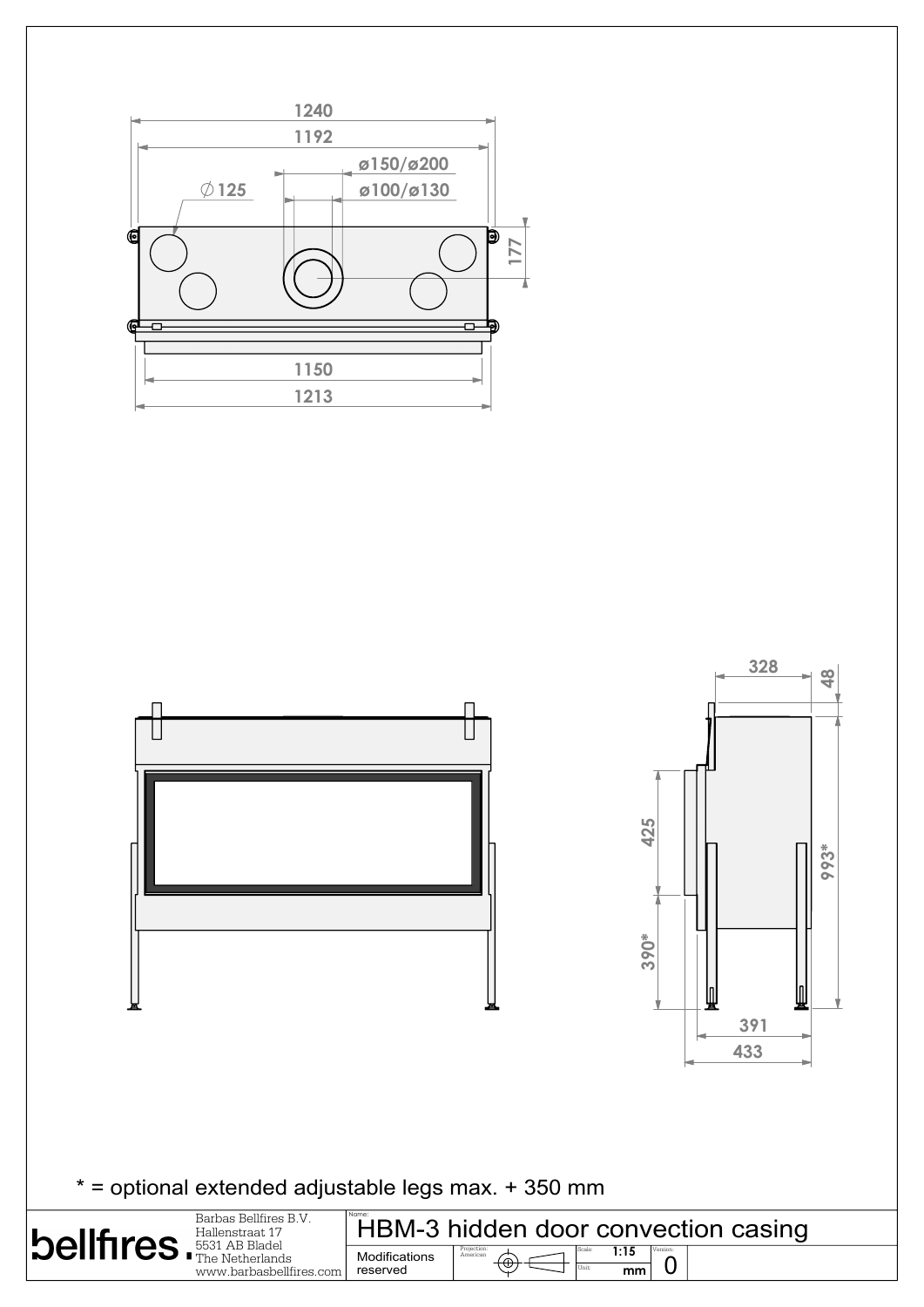1240

1192

ø150/ø200

∅125

ø100/ø130

177

1150

1213

328

48

425

993*

390*

391

433

\* = optional extended adjustable legs max. + 350 mm

| bellfires. | Barbas Bellfires B.V. Hallenstraat 17 5531 AB Bladel The Netherlands www.barbasbellfires.com | Name: HBM-3 hidden door convection casing | | | |
|---|---|---|---|---|---|
| | | Modifications reserved | Projection: American | Scale: 1:15 Unit: mm | Version: 0 |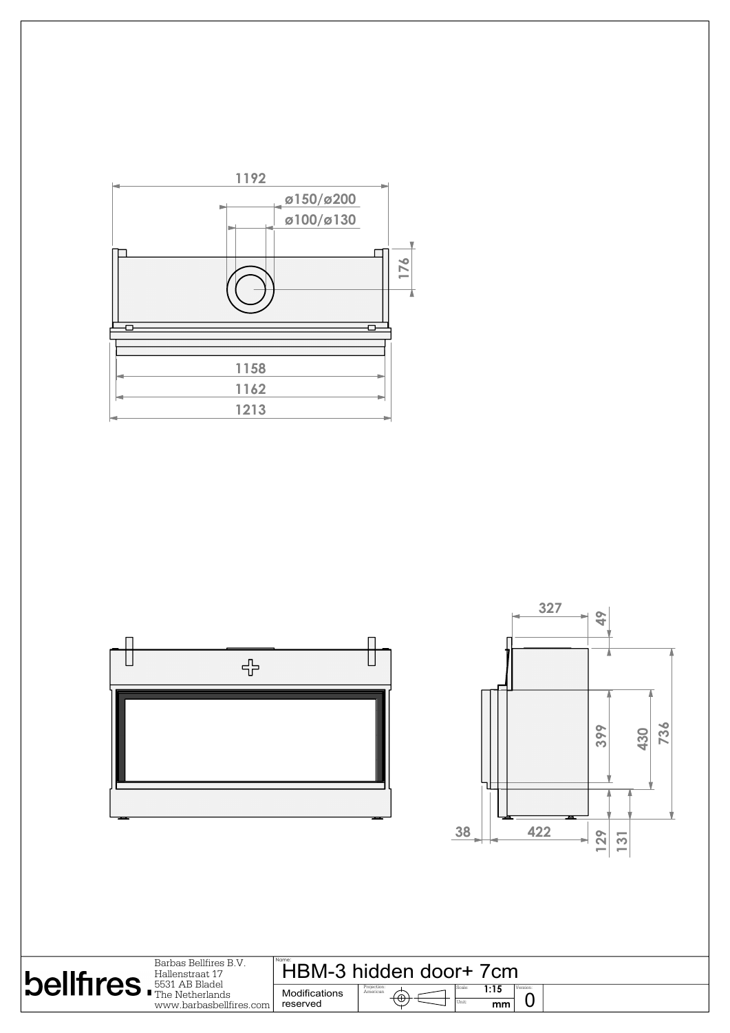1192

ø150/ø200

ø100/ø130

176

1158

1162

1213

327

49

399

430

736

38

422

129

131

| bellfires. | Barbas Bellfires B.V.<br>Hallenstraat 17<br>5531 AB Bladel<br>The Netherlands<br>www.barbasbellfires.com | Name: HBM-3 hidden door+ 7cm |
|---|---|---|
| | | Modifications reserved |
| | | Projection: American |
| | | Scale: 1:15 |
| | | Unit: mm |
| | | Version: 0 |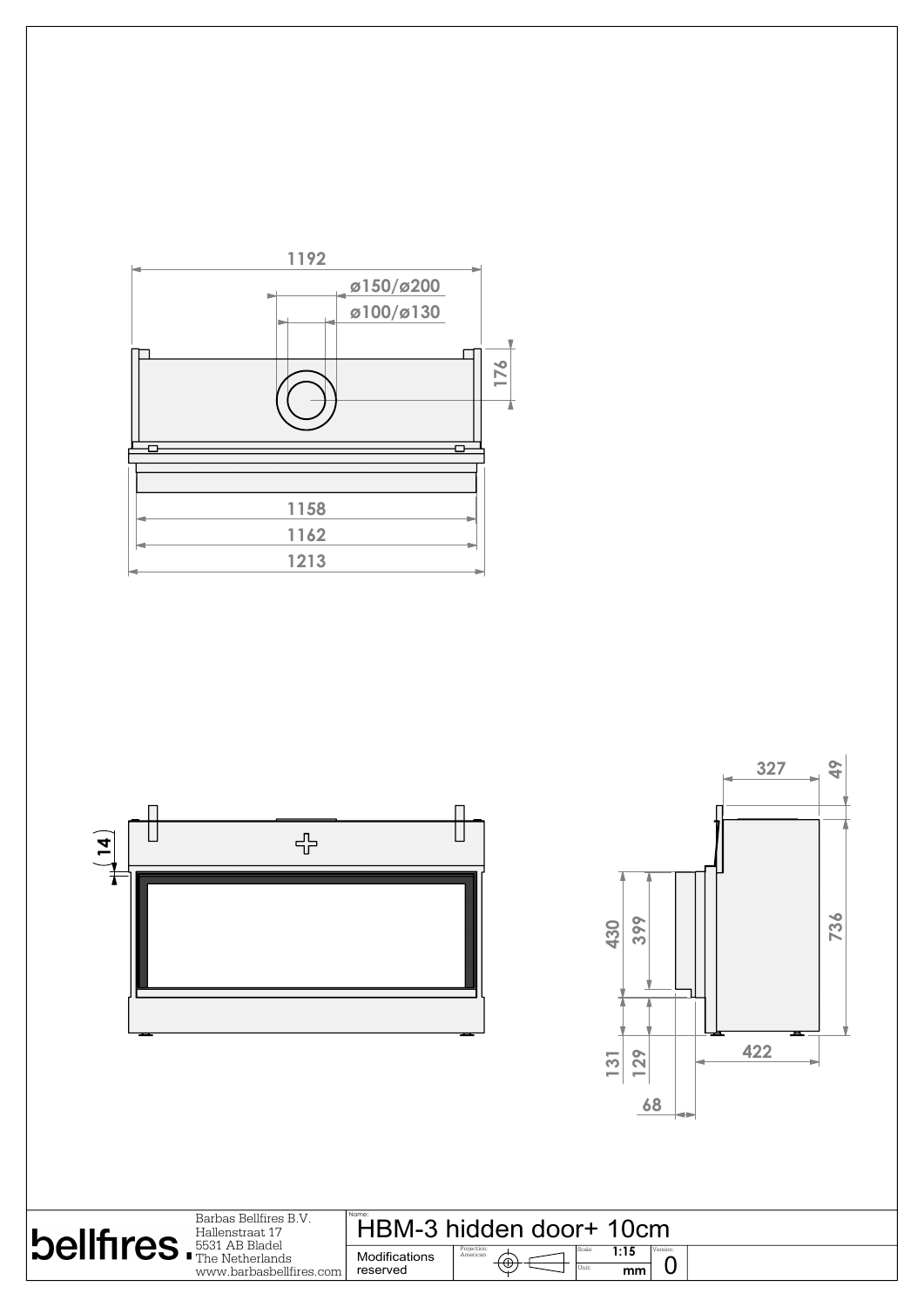1192

ø150/ø200

ø100/ø130

176

1158

1162

1213

14

327

49

430

399

736

131

129

422

68

bellfires.

Barbas Bellfires B.V.
Hallenstraat 17
5531 AB Bladel
The Netherlands
www.barbasbellfires.com

Name:
# HBM-3 hidden door+ 10cm

| Modifications reserved | Projection: American | Scale: 1:15 | Version: 0 |
|---|---|---|---|
| | | Unit: mm | |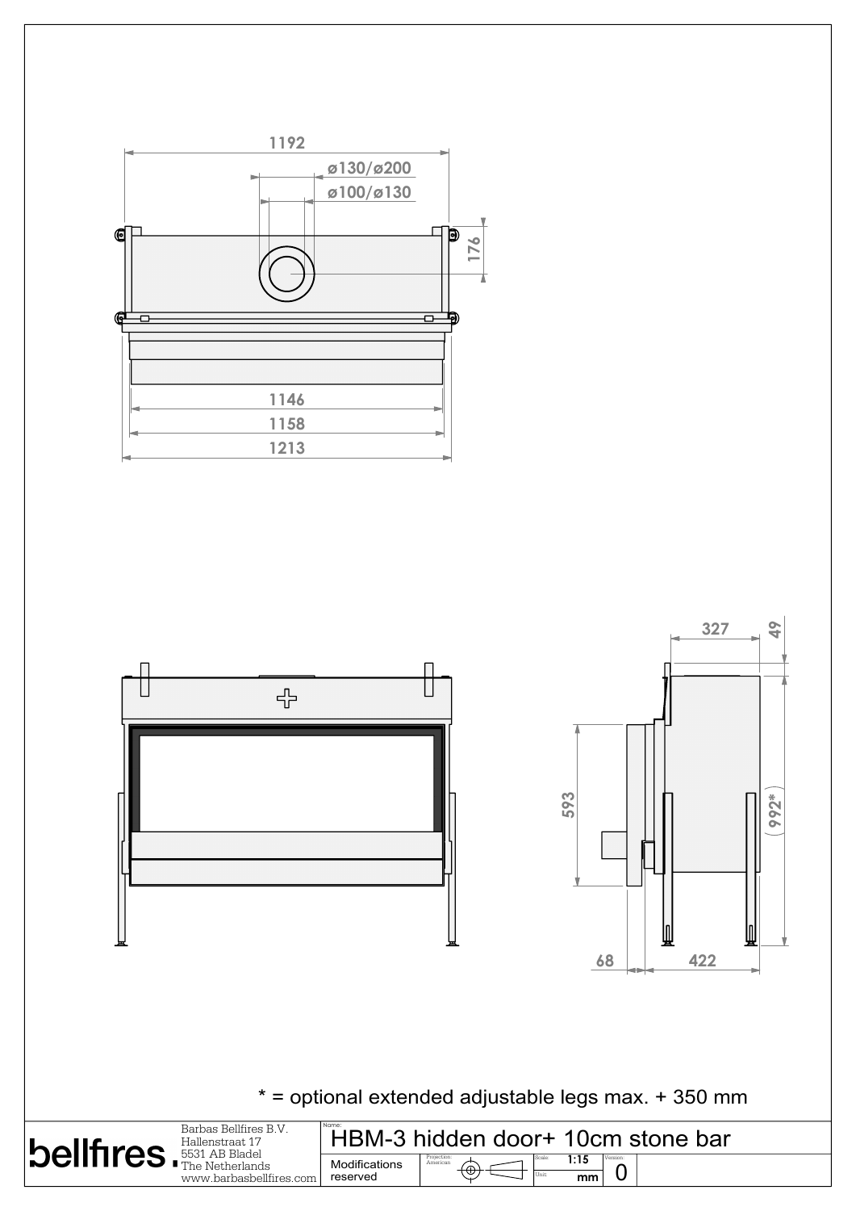1192

ø130/ø200

ø100/ø130

176

1146

1158

1213

327

49

593

(992*)

68

422

* = optional extended adjustable legs max. + 350 mm

bellfires.

Barbas Bellfires B.V.
Hallenstraat 17
5531 AB Bladel
The Netherlands
www.barbasbellfires.com

Name: HBM-3 hidden door+ 10cm stone bar

Modifications reserved

Projection: American

Scale: 1:15

Unit: mm

Version: 0